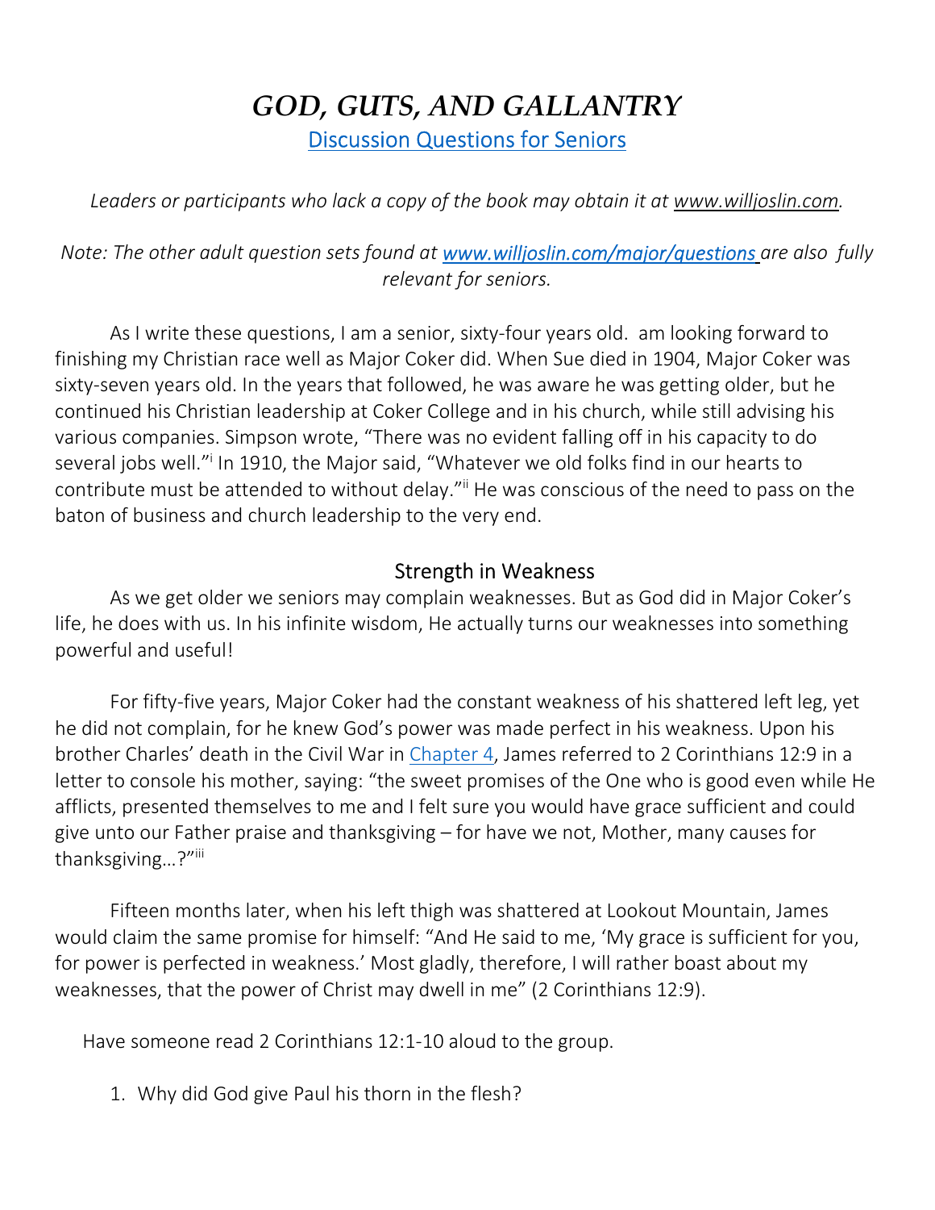# *GOD, GUTS, AND GALLANTRY*

Discussion Questions for Seniors

*Leaders or participants who lack a copy of the book may obtain it at www.willjoslin.com.*

*Note: The other adult question sets found at www.willjoslin.com/major/questions are also fully relevant for seniors.*

As I write these questions, I am a senior, sixty-four years old. am looking forward to finishing my Christian race well as Major Coker did. When Sue died in 1904, Major Coker was sixty-seven years old. In the years that followed, he was aware he was getting older, but he continued his Christian leadership at Coker College and in his church, while still advising his various companies. Simpson wrote, "There was no evident falling off in his capacity to do several jobs well."[i] In 1910, the Major said, "Whatever we old folks find in our hearts to contribute must be attended to without delay."[ii] He was conscious of the need to pass on the baton of business and church leadership to the very end.

## Strength in Weakness

As we get older we seniors may complain weaknesses. But as God did in Major Coker's life, he does with us. In his infinite wisdom, He actually turns our weaknesses into something powerful and useful!

For fifty-five years, Major Coker had the constant weakness of his shattered left leg, yet he did not complain, for he knew God's power was made perfect in his weakness. Upon his brother Charles' death in the Civil War in Chapter 4, James referred to 2 Corinthians 12:9 in a letter to console his mother, saying: "the sweet promises of the One who is good even while He afflicts, presented themselves to me and I felt sure you would have grace sufficient and could give unto our Father praise and thanksgiving – for have we not, Mother, many causes for thanksgiving…?"[iii]

Fifteen months later, when his left thigh was shattered at Lookout Mountain, James would claim the same promise for himself: "And He said to me, 'My grace is sufficient for you, for power is perfected in weakness.' Most gladly, therefore, I will rather boast about my weaknesses, that the power of Christ may dwell in me" (2 Corinthians 12:9).

Have someone read 2 Corinthians 12:1-10 aloud to the group.

1. Why did God give Paul his thorn in the flesh?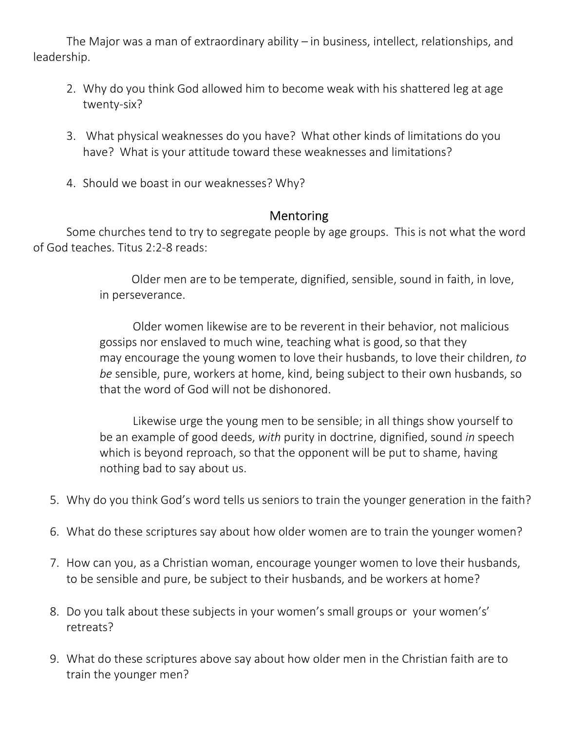The Major was a man of extraordinary ability – in business, intellect, relationships, and leadership.

2. Why do you think God allowed him to become weak with his shattered leg at age twenty-six?

3. What physical weaknesses do you have? What other kinds of limitations do you have? What is your attitude toward these weaknesses and limitations?

4. Should we boast in our weaknesses? Why?

## Mentoring

Some churches tend to try to segregate people by age groups. This is not what the word of God teaches. Titus 2:2-8 reads:

> Older men are to be temperate, dignified, sensible, sound in faith, in love, in perseverance.
>
> Older women likewise are to be reverent in their behavior, not malicious gossips nor enslaved to much wine, teaching what is good, so that they may encourage the young women to love their husbands, to love their children, *to be* sensible, pure, workers at home, kind, being subject to their own husbands, so that the word of God will not be dishonored.
>
> Likewise urge the young men to be sensible; in all things show yourself to be an example of good deeds, *with* purity in doctrine, dignified, sound *in* speech which is beyond reproach, so that the opponent will be put to shame, having nothing bad to say about us.

5. Why do you think God's word tells us seniors to train the younger generation in the faith?

6. What do these scriptures say about how older women are to train the younger women?

7. How can you, as a Christian woman, encourage younger women to love their husbands, to be sensible and pure, be subject to their husbands, and be workers at home?

8. Do you talk about these subjects in your women's small groups or your women's' retreats?

9. What do these scriptures above say about how older men in the Christian faith are to train the younger men?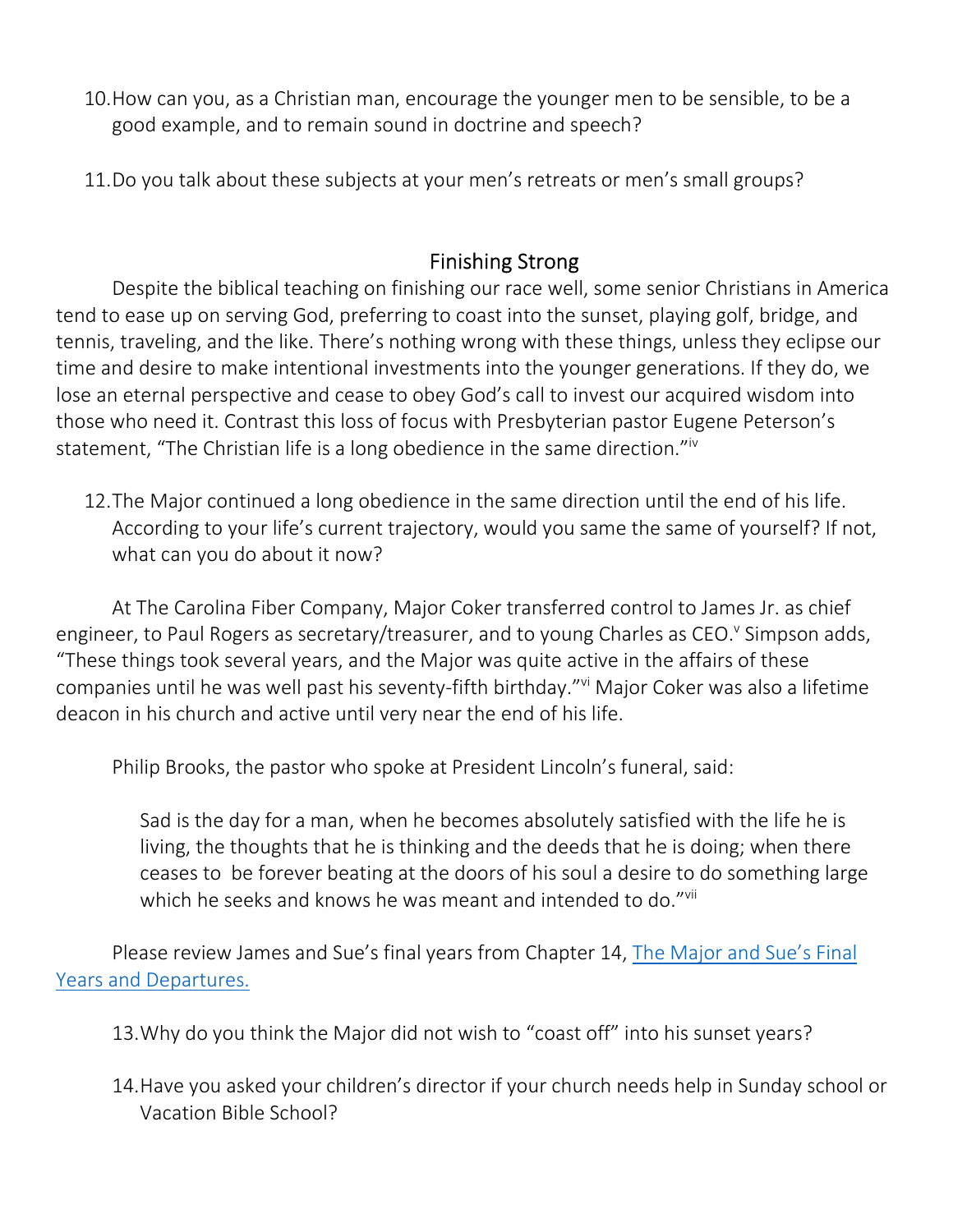10. How can you, as a Christian man, encourage the younger men to be sensible, to be a good example, and to remain sound in doctrine and speech?

11. Do you talk about these subjects at your men's retreats or men's small groups?

## Finishing Strong

Despite the biblical teaching on finishing our race well, some senior Christians in America tend to ease up on serving God, preferring to coast into the sunset, playing golf, bridge, and tennis, traveling, and the like. There's nothing wrong with these things, unless they eclipse our time and desire to make intentional investments into the younger generations. If they do, we lose an eternal perspective and cease to obey God's call to invest our acquired wisdom into those who need it. Contrast this loss of focus with Presbyterian pastor Eugene Peterson's statement, "The Christian life is a long obedience in the same direction."[iv]

12. The Major continued a long obedience in the same direction until the end of his life. According to your life's current trajectory, would you same the same of yourself? If not, what can you do about it now?

At The Carolina Fiber Company, Major Coker transferred control to James Jr. as chief engineer, to Paul Rogers as secretary/treasurer, and to young Charles as CEO.[v] Simpson adds, "These things took several years, and the Major was quite active in the affairs of these companies until he was well past his seventy-fifth birthday."[vi] Major Coker was also a lifetime deacon in his church and active until very near the end of his life.

Philip Brooks, the pastor who spoke at President Lincoln's funeral, said:

> Sad is the day for a man, when he becomes absolutely satisfied with the life he is living, the thoughts that he is thinking and the deeds that he is doing; when there ceases to be forever beating at the doors of his soul a desire to do something large which he seeks and knows he was meant and intended to do."[vii]

Please review James and Sue's final years from Chapter 14, [The Major and Sue's Final Years and Departures.]()

13. Why do you think the Major did not wish to "coast off" into his sunset years?

14. Have you asked your children's director if your church needs help in Sunday school or Vacation Bible School?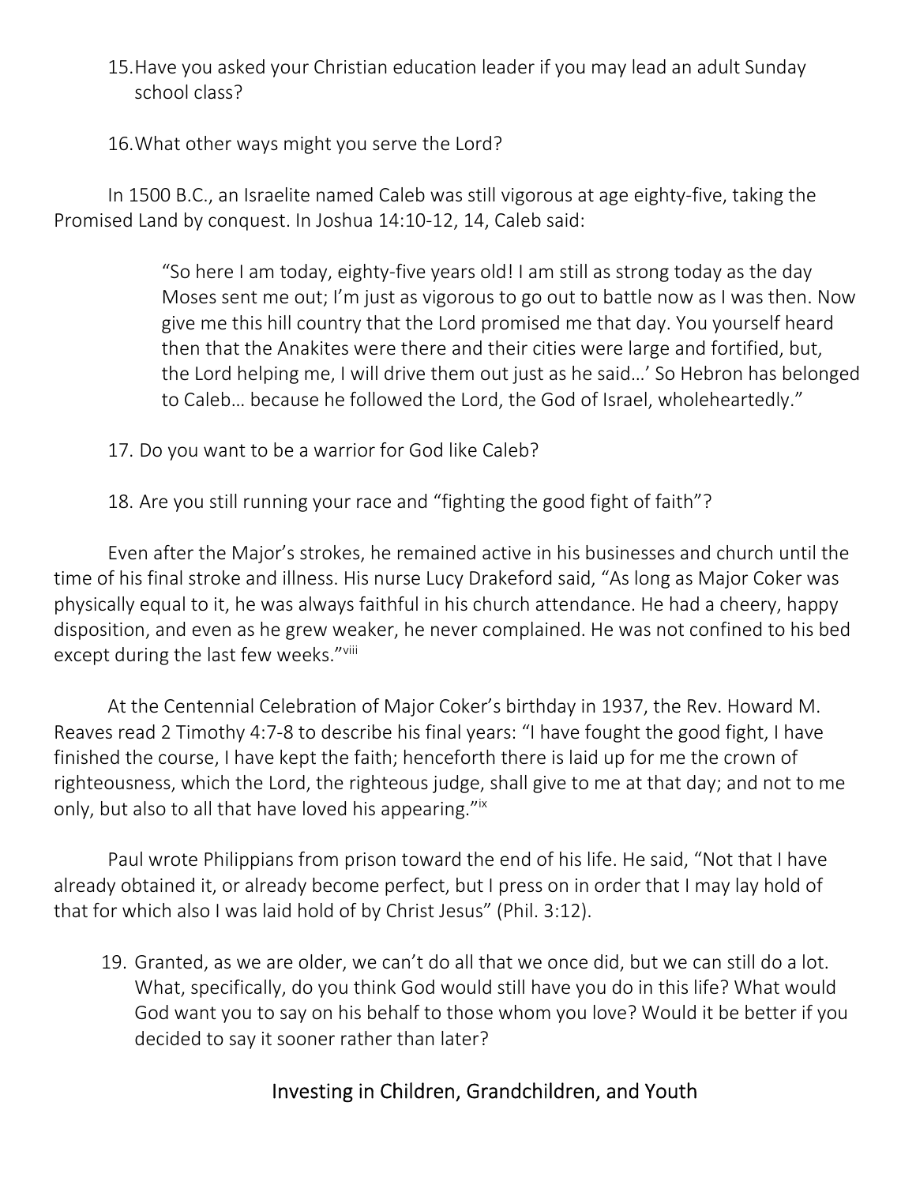15. Have you asked your Christian education leader if you may lead an adult Sunday school class?

16. What other ways might you serve the Lord?

In 1500 B.C., an Israelite named Caleb was still vigorous at age eighty-five, taking the Promised Land by conquest. In Joshua 14:10-12, 14, Caleb said:

> "So here I am today, eighty-five years old! I am still as strong today as the day Moses sent me out; I'm just as vigorous to go out to battle now as I was then. Now give me this hill country that the Lord promised me that day. You yourself heard then that the Anakites were there and their cities were large and fortified, but, the Lord helping me, I will drive them out just as he said…' So Hebron has belonged to Caleb… because he followed the Lord, the God of Israel, wholeheartedly."

17. Do you want to be a warrior for God like Caleb?

18. Are you still running your race and "fighting the good fight of faith"?

Even after the Major's strokes, he remained active in his businesses and church until the time of his final stroke and illness. His nurse Lucy Drakeford said, "As long as Major Coker was physically equal to it, he was always faithful in his church attendance. He had a cheery, happy disposition, and even as he grew weaker, he never complained. He was not confined to his bed except during the last few weeks."[viii]

At the Centennial Celebration of Major Coker's birthday in 1937, the Rev. Howard M. Reaves read 2 Timothy 4:7-8 to describe his final years: "I have fought the good fight, I have finished the course, I have kept the faith; henceforth there is laid up for me the crown of righteousness, which the Lord, the righteous judge, shall give to me at that day; and not to me only, but also to all that have loved his appearing."[ix]

Paul wrote Philippians from prison toward the end of his life. He said, "Not that I have already obtained it, or already become perfect, but I press on in order that I may lay hold of that for which also I was laid hold of by Christ Jesus" (Phil. 3:12).

19. Granted, as we are older, we can't do all that we once did, but we can still do a lot. What, specifically, do you think God would still have you do in this life? What would God want you to say on his behalf to those whom you love? Would it be better if you decided to say it sooner rather than later?

## Investing in Children, Grandchildren, and Youth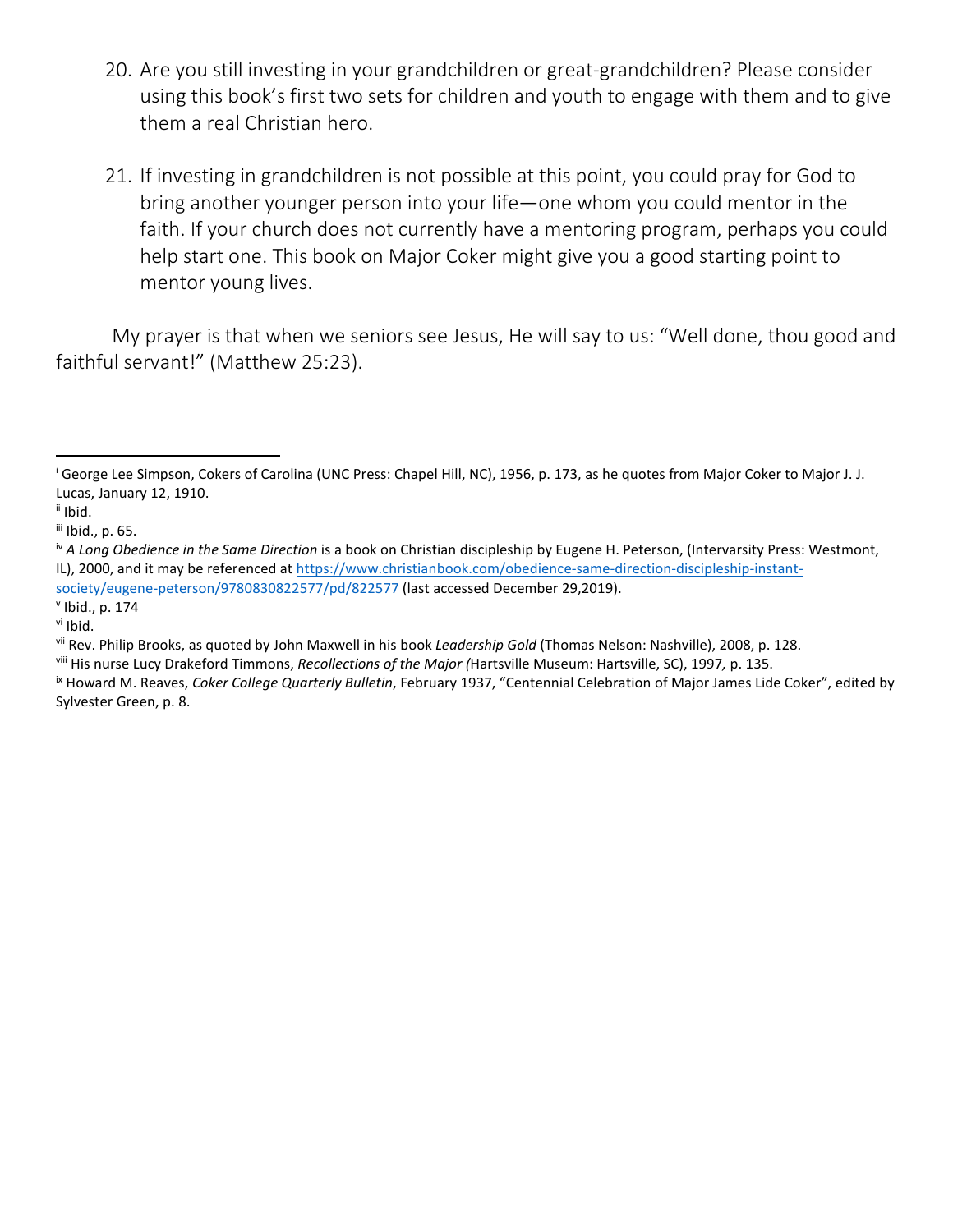20. Are you still investing in your grandchildren or great-grandchildren? Please consider using this book's first two sets for children and youth to engage with them and to give them a real Christian hero.

21. If investing in grandchildren is not possible at this point, you could pray for God to bring another younger person into your life—one whom you could mentor in the faith. If your church does not currently have a mentoring program, perhaps you could help start one. This book on Major Coker might give you a good starting point to mentor young lives.

My prayer is that when we seniors see Jesus, He will say to us: "Well done, thou good and faithful servant!" (Matthew 25:23).

---

[i] George Lee Simpson, Cokers of Carolina (UNC Press: Chapel Hill, NC), 1956, p. 173, as he quotes from Major Coker to Major J. J. Lucas, January 12, 1910.

[ii] Ibid.

[iii] Ibid., p. 65.

[iv] *A Long Obedience in the Same Direction* is a book on Christian discipleship by Eugene H. Peterson, (Intervarsity Press: Westmont, IL), 2000, and it may be referenced at https://www.christianbook.com/obedience-same-direction-discipleship-instant-society/eugene-peterson/9780830822577/pd/822577 (last accessed December 29,2019).

[v] Ibid., p. 174

[vi] Ibid.

[vii] Rev. Philip Brooks, as quoted by John Maxwell in his book *Leadership Gold* (Thomas Nelson: Nashville), 2008, p. 128.

[viii] His nurse Lucy Drakeford Timmons, *Recollections of the Major (*Hartsville Museum: Hartsville, SC), 1997*,* p. 135.

[ix] Howard M. Reaves, *Coker College Quarterly Bulletin*, February 1937, "Centennial Celebration of Major James Lide Coker", edited by Sylvester Green, p. 8.